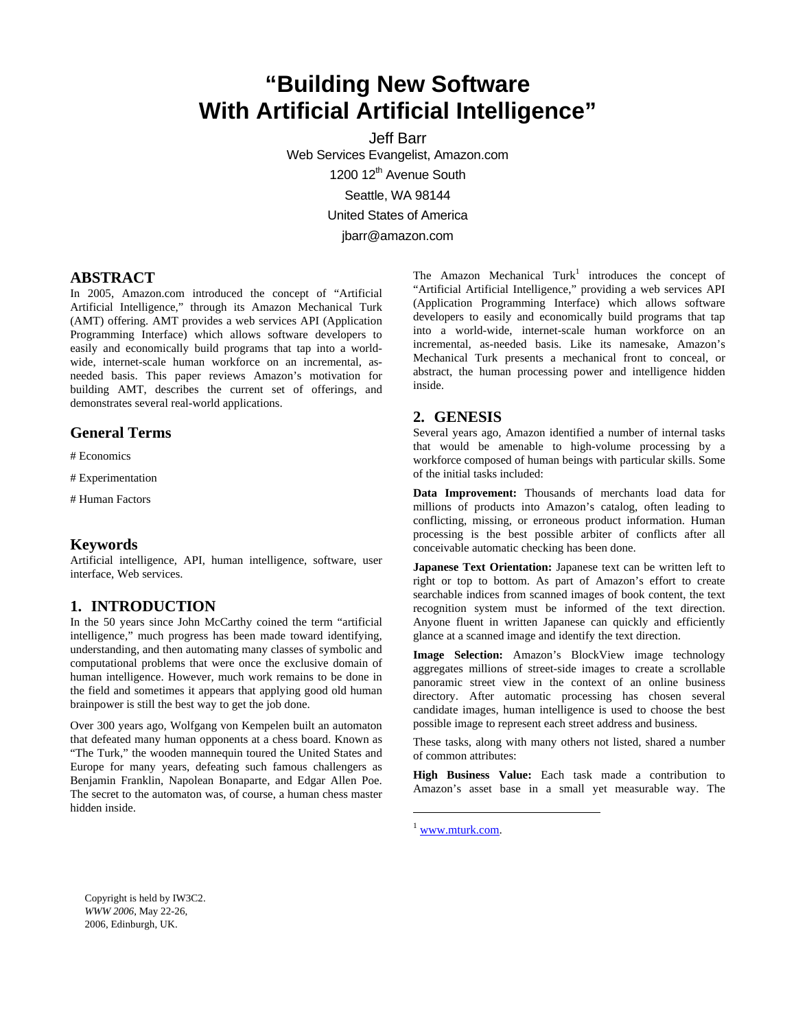# "Building New Software With Artificial Artificial Intelligence"

Jeff Barr
Web Services Evangelist, Amazon.com
1200 12th Avenue South
Seattle, WA 98144
United States of America
jbarr@amazon.com

## ABSTRACT

In 2005, Amazon.com introduced the concept of "Artificial Artificial Intelligence," through its Amazon Mechanical Turk (AMT) offering. AMT provides a web services API (Application Programming Interface) which allows software developers to easily and economically build programs that tap into a world-wide, internet-scale human workforce on an incremental, as-needed basis. This paper reviews Amazon's motivation for building AMT, describes the current set of offerings, and demonstrates several real-world applications.

## General Terms

# Economics

# Experimentation

# Human Factors

## Keywords

Artificial intelligence, API, human intelligence, software, user interface, Web services.

## 1. INTRODUCTION

In the 50 years since John McCarthy coined the term "artificial intelligence," much progress has been made toward identifying, understanding, and then automating many classes of symbolic and computational problems that were once the exclusive domain of human intelligence. However, much work remains to be done in the field and sometimes it appears that applying good old human brainpower is still the best way to get the job done.

Over 300 years ago, Wolfgang von Kempelen built an automaton that defeated many human opponents at a chess board. Known as "The Turk," the wooden mannequin toured the United States and Europe for many years, defeating such famous challengers as Benjamin Franklin, Napolean Bonaparte, and Edgar Allen Poe. The secret to the automaton was, of course, a human chess master hidden inside.

The Amazon Mechanical Turk[1] introduces the concept of "Artificial Artificial Intelligence," providing a web services API (Application Programming Interface) which allows software developers to easily and economically build programs that tap into a world-wide, internet-scale human workforce on an incremental, as-needed basis. Like its namesake, Amazon's Mechanical Turk presents a mechanical front to conceal, or abstract, the human processing power and intelligence hidden inside.

## 2. GENESIS

Several years ago, Amazon identified a number of internal tasks that would be amenable to high-volume processing by a workforce composed of human beings with particular skills. Some of the initial tasks included:

**Data Improvement:** Thousands of merchants load data for millions of products into Amazon's catalog, often leading to conflicting, missing, or erroneous product information. Human processing is the best possible arbiter of conflicts after all conceivable automatic checking has been done.

**Japanese Text Orientation:** Japanese text can be written left to right or top to bottom. As part of Amazon's effort to create searchable indices from scanned images of book content, the text recognition system must be informed of the text direction. Anyone fluent in written Japanese can quickly and efficiently glance at a scanned image and identify the text direction.

**Image Selection:** Amazon's BlockView image technology aggregates millions of street-side images to create a scrollable panoramic street view in the context of an online business directory. After automatic processing has chosen several candidate images, human intelligence is used to choose the best possible image to represent each street address and business.

These tasks, along with many others not listed, shared a number of common attributes:

**High Business Value:** Each task made a contribution to Amazon's asset base in a small yet measurable way. The

[1] www.mturk.com.

Copyright is held by IW3C2.
*WWW 2006*, May 22-26, 2006, Edinburgh, UK.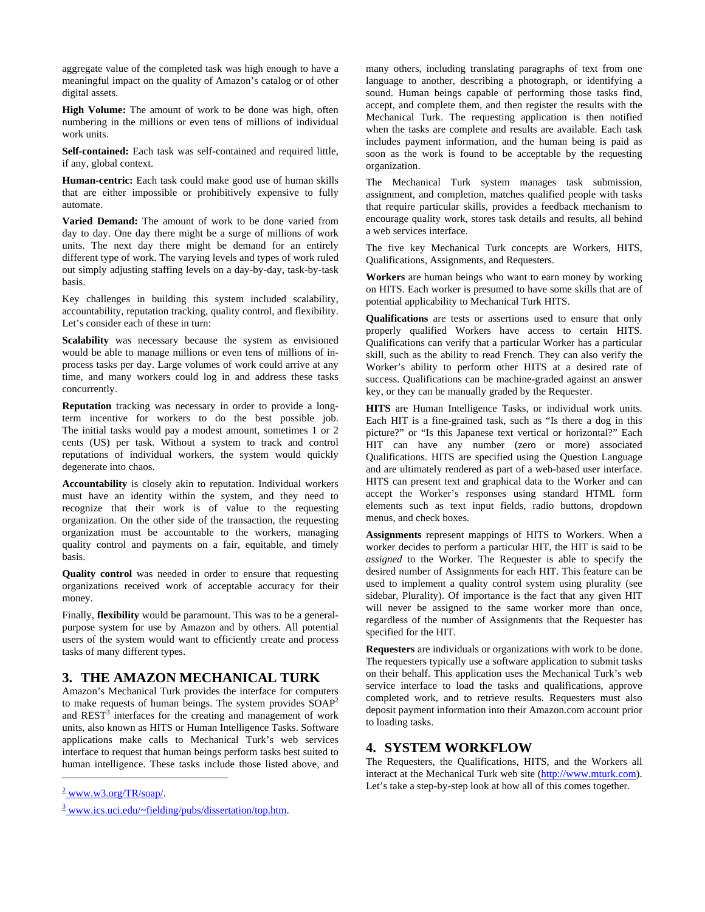aggregate value of the completed task was high enough to have a meaningful impact on the quality of Amazon's catalog or of other digital assets.

**High Volume:** The amount of work to be done was high, often numbering in the millions or even tens of millions of individual work units.

**Self-contained:** Each task was self-contained and required little, if any, global context.

**Human-centric:** Each task could make good use of human skills that are either impossible or prohibitively expensive to fully automate.

**Varied Demand:** The amount of work to be done varied from day to day. One day there might be a surge of millions of work units. The next day there might be demand for an entirely different type of work. The varying levels and types of work ruled out simply adjusting staffing levels on a day-by-day, task-by-task basis.

Key challenges in building this system included scalability, accountability, reputation tracking, quality control, and flexibility. Let's consider each of these in turn:

**Scalability** was necessary because the system as envisioned would be able to manage millions or even tens of millions of in-process tasks per day. Large volumes of work could arrive at any time, and many workers could log in and address these tasks concurrently.

**Reputation** tracking was necessary in order to provide a long-term incentive for workers to do the best possible job. The initial tasks would pay a modest amount, sometimes 1 or 2 cents (US) per task. Without a system to track and control reputations of individual workers, the system would quickly degenerate into chaos.

**Accountability** is closely akin to reputation. Individual workers must have an identity within the system, and they need to recognize that their work is of value to the requesting organization. On the other side of the transaction, the requesting organization must be accountable to the workers, managing quality control and payments on a fair, equitable, and timely basis.

**Quality control** was needed in order to ensure that requesting organizations received work of acceptable accuracy for their money.

Finally, **flexibility** would be paramount. This was to be a general-purpose system for use by Amazon and by others. All potential users of the system would want to efficiently create and process tasks of many different types.

## 3. THE AMAZON MECHANICAL TURK

Amazon's Mechanical Turk provides the interface for computers to make requests of human beings. The system provides SOAP[2] and REST[3] interfaces for the creating and management of work units, also known as HITS or Human Intelligence Tasks. Software applications make calls to Mechanical Turk's web services interface to request that human beings perform tasks best suited to human intelligence. These tasks include those listed above, and many others, including translating paragraphs of text from one language to another, describing a photograph, or identifying a sound. Human beings capable of performing those tasks find, accept, and complete them, and then register the results with the Mechanical Turk. The requesting application is then notified when the tasks are complete and results are available. Each task includes payment information, and the human being is paid as soon as the work is found to be acceptable by the requesting organization.

The Mechanical Turk system manages task submission, assignment, and completion, matches qualified people with tasks that require particular skills, provides a feedback mechanism to encourage quality work, stores task details and results, all behind a web services interface.

The five key Mechanical Turk concepts are Workers, HITS, Qualifications, Assignments, and Requesters.

**Workers** are human beings who want to earn money by working on HITS. Each worker is presumed to have some skills that are of potential applicability to Mechanical Turk HITS.

**Qualifications** are tests or assertions used to ensure that only properly qualified Workers have access to certain HITS. Qualifications can verify that a particular Worker has a particular skill, such as the ability to read French. They can also verify the Worker's ability to perform other HITS at a desired rate of success. Qualifications can be machine-graded against an answer key, or they can be manually graded by the Requester.

**HITS** are Human Intelligence Tasks, or individual work units. Each HIT is a fine-grained task, such as "Is there a dog in this picture?" or "Is this Japanese text vertical or horizontal?" Each HIT can have any number (zero or more) associated Qualifications. HITS are specified using the Question Language and are ultimately rendered as part of a web-based user interface. HITS can present text and graphical data to the Worker and can accept the Worker's responses using standard HTML form elements such as text input fields, radio buttons, dropdown menus, and check boxes.

**Assignments** represent mappings of HITS to Workers. When a worker decides to perform a particular HIT, the HIT is said to be *assigned* to the Worker. The Requester is able to specify the desired number of Assignments for each HIT. This feature can be used to implement a quality control system using plurality (see sidebar, Plurality). Of importance is the fact that any given HIT will never be assigned to the same worker more than once, regardless of the number of Assignments that the Requester has specified for the HIT.

**Requesters** are individuals or organizations with work to be done. The requesters typically use a software application to submit tasks on their behalf. This application uses the Mechanical Turk's web service interface to load the tasks and qualifications, approve completed work, and to retrieve results. Requesters must also deposit payment information into their Amazon.com account prior to loading tasks.

## 4. SYSTEM WORKFLOW

The Requesters, the Qualifications, HITS, and the Workers all interact at the Mechanical Turk web site (http://www.mturk.com). Let's take a step-by-step look at how all of this comes together.

---

[2] www.w3.org/TR/soap/.

[3] www.ics.uci.edu/~fielding/pubs/dissertation/top.htm.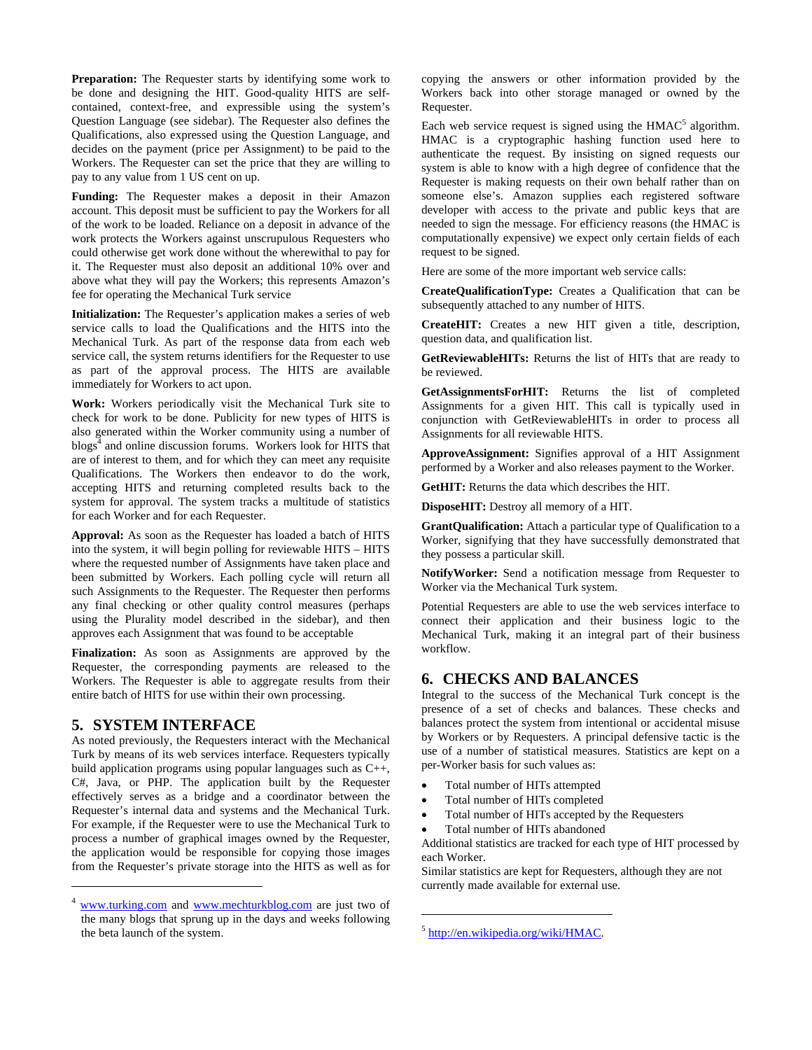**Preparation:** The Requester starts by identifying some work to be done and designing the HIT. Good-quality HITS are self-contained, context-free, and expressible using the system's Question Language (see sidebar). The Requester also defines the Qualifications, also expressed using the Question Language, and decides on the payment (price per Assignment) to be paid to the Workers. The Requester can set the price that they are willing to pay to any value from 1 US cent on up.

**Funding:** The Requester makes a deposit in their Amazon account. This deposit must be sufficient to pay the Workers for all of the work to be loaded. Reliance on a deposit in advance of the work protects the Workers against unscrupulous Requesters who could otherwise get work done without the wherewithal to pay for it. The Requester must also deposit an additional 10% over and above what they will pay the Workers; this represents Amazon's fee for operating the Mechanical Turk service

**Initialization:** The Requester's application makes a series of web service calls to load the Qualifications and the HITS into the Mechanical Turk. As part of the response data from each web service call, the system returns identifiers for the Requester to use as part of the approval process. The HITS are available immediately for Workers to act upon.

**Work:** Workers periodically visit the Mechanical Turk site to check for work to be done. Publicity for new types of HITS is also generated within the Worker community using a number of blogs[4] and online discussion forums. Workers look for HITS that are of interest to them, and for which they can meet any requisite Qualifications. The Workers then endeavor to do the work, accepting HITS and returning completed results back to the system for approval. The system tracks a multitude of statistics for each Worker and for each Requester.

**Approval:** As soon as the Requester has loaded a batch of HITS into the system, it will begin polling for reviewable HITS – HITS where the requested number of Assignments have taken place and been submitted by Workers. Each polling cycle will return all such Assignments to the Requester. The Requester then performs any final checking or other quality control measures (perhaps using the Plurality model described in the sidebar), and then approves each Assignment that was found to be acceptable

**Finalization:** As soon as Assignments are approved by the Requester, the corresponding payments are released to the Workers. The Requester is able to aggregate results from their entire batch of HITS for use within their own processing.

## 5. SYSTEM INTERFACE

As noted previously, the Requesters interact with the Mechanical Turk by means of its web services interface. Requesters typically build application programs using popular languages such as C++, C#, Java, or PHP. The application built by the Requester effectively serves as a bridge and a coordinator between the Requester's internal data and systems and the Mechanical Turk. For example, if the Requester were to use the Mechanical Turk to process a number of graphical images owned by the Requester, the application would be responsible for copying those images from the Requester's private storage into the HITS as well as for copying the answers or other information provided by the Workers back into other storage managed or owned by the Requester.

Each web service request is signed using the HMAC[5] algorithm. HMAC is a cryptographic hashing function used here to authenticate the request. By insisting on signed requests our system is able to know with a high degree of confidence that the Requester is making requests on their own behalf rather than on someone else's. Amazon supplies each registered software developer with access to the private and public keys that are needed to sign the message. For efficiency reasons (the HMAC is computationally expensive) we expect only certain fields of each request to be signed.

Here are some of the more important web service calls:

**CreateQualificationType:** Creates a Qualification that can be subsequently attached to any number of HITS.

**CreateHIT:** Creates a new HIT given a title, description, question data, and qualification list.

**GetReviewableHITs:** Returns the list of HITs that are ready to be reviewed.

**GetAssignmentsForHIT:** Returns the list of completed Assignments for a given HIT. This call is typically used in conjunction with GetReviewableHITs in order to process all Assignments for all reviewable HITS.

**ApproveAssignment:** Signifies approval of a HIT Assignment performed by a Worker and also releases payment to the Worker.

**GetHIT:** Returns the data which describes the HIT.

**DisposeHIT:** Destroy all memory of a HIT.

**GrantQualification:** Attach a particular type of Qualification to a Worker, signifying that they have successfully demonstrated that they possess a particular skill.

**NotifyWorker:** Send a notification message from Requester to Worker via the Mechanical Turk system.

Potential Requesters are able to use the web services interface to connect their application and their business logic to the Mechanical Turk, making it an integral part of their business workflow.

## 6. CHECKS AND BALANCES

Integral to the success of the Mechanical Turk concept is the presence of a set of checks and balances. These checks and balances protect the system from intentional or accidental misuse by Workers or by Requesters. A principal defensive tactic is the use of a number of statistical measures. Statistics are kept on a per-Worker basis for such values as:

- Total number of HITs attempted
- Total number of HITs completed
- Total number of HITs accepted by the Requesters
- Total number of HITs abandoned

Additional statistics are tracked for each type of HIT processed by each Worker.

Similar statistics are kept for Requesters, although they are not currently made available for external use.

---

[4] www.turking.com and www.mechturkblog.com are just two of the many blogs that sprung up in the days and weeks following the beta launch of the system.

[5] http://en.wikipedia.org/wiki/HMAC.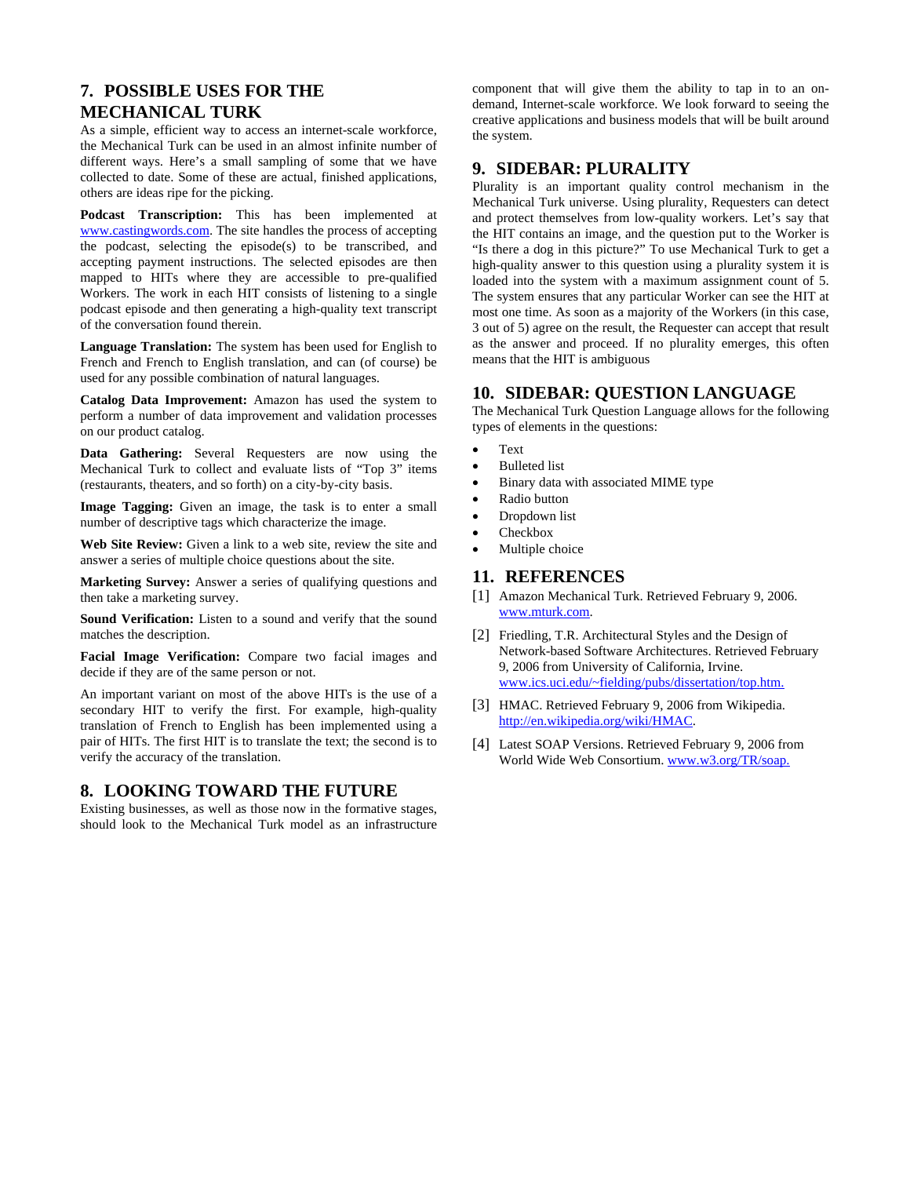## 7. POSSIBLE USES FOR THE MECHANICAL TURK

As a simple, efficient way to access an internet-scale workforce, the Mechanical Turk can be used in an almost infinite number of different ways. Here's a small sampling of some that we have collected to date. Some of these are actual, finished applications, others are ideas ripe for the picking.

**Podcast Transcription:** This has been implemented at www.castingwords.com. The site handles the process of accepting the podcast, selecting the episode(s) to be transcribed, and accepting payment instructions. The selected episodes are then mapped to HITs where they are accessible to pre-qualified Workers. The work in each HIT consists of listening to a single podcast episode and then generating a high-quality text transcript of the conversation found therein.

**Language Translation:** The system has been used for English to French and French to English translation, and can (of course) be used for any possible combination of natural languages.

**Catalog Data Improvement:** Amazon has used the system to perform a number of data improvement and validation processes on our product catalog.

**Data Gathering:** Several Requesters are now using the Mechanical Turk to collect and evaluate lists of "Top 3" items (restaurants, theaters, and so forth) on a city-by-city basis.

**Image Tagging:** Given an image, the task is to enter a small number of descriptive tags which characterize the image.

**Web Site Review:** Given a link to a web site, review the site and answer a series of multiple choice questions about the site.

**Marketing Survey:** Answer a series of qualifying questions and then take a marketing survey.

**Sound Verification:** Listen to a sound and verify that the sound matches the description.

**Facial Image Verification:** Compare two facial images and decide if they are of the same person or not.

An important variant on most of the above HITs is the use of a secondary HIT to verify the first. For example, high-quality translation of French to English has been implemented using a pair of HITs. The first HIT is to translate the text; the second is to verify the accuracy of the translation.

## 8. LOOKING TOWARD THE FUTURE

Existing businesses, as well as those now in the formative stages, should look to the Mechanical Turk model as an infrastructure component that will give them the ability to tap in to an on-demand, Internet-scale workforce. We look forward to seeing the creative applications and business models that will be built around the system.

## 9. SIDEBAR: PLURALITY

Plurality is an important quality control mechanism in the Mechanical Turk universe. Using plurality, Requesters can detect and protect themselves from low-quality workers. Let's say that the HIT contains an image, and the question put to the Worker is "Is there a dog in this picture?" To use Mechanical Turk to get a high-quality answer to this question using a plurality system it is loaded into the system with a maximum assignment count of 5. The system ensures that any particular Worker can see the HIT at most one time. As soon as a majority of the Workers (in this case, 3 out of 5) agree on the result, the Requester can accept that result as the answer and proceed. If no plurality emerges, this often means that the HIT is ambiguous

## 10. SIDEBAR: QUESTION LANGUAGE

The Mechanical Turk Question Language allows for the following types of elements in the questions:

- Text
- Bulleted list
- Binary data with associated MIME type
- Radio button
- Dropdown list
- Checkbox
- Multiple choice

## 11. REFERENCES

[1] Amazon Mechanical Turk. Retrieved February 9, 2006. www.mturk.com.

[2] Friedling, T.R. Architectural Styles and the Design of Network-based Software Architectures. Retrieved February 9, 2006 from University of California, Irvine. www.ics.uci.edu/~fielding/pubs/dissertation/top.htm.

[3] HMAC. Retrieved February 9, 2006 from Wikipedia. http://en.wikipedia.org/wiki/HMAC.

[4] Latest SOAP Versions. Retrieved February 9, 2006 from World Wide Web Consortium. www.w3.org/TR/soap.